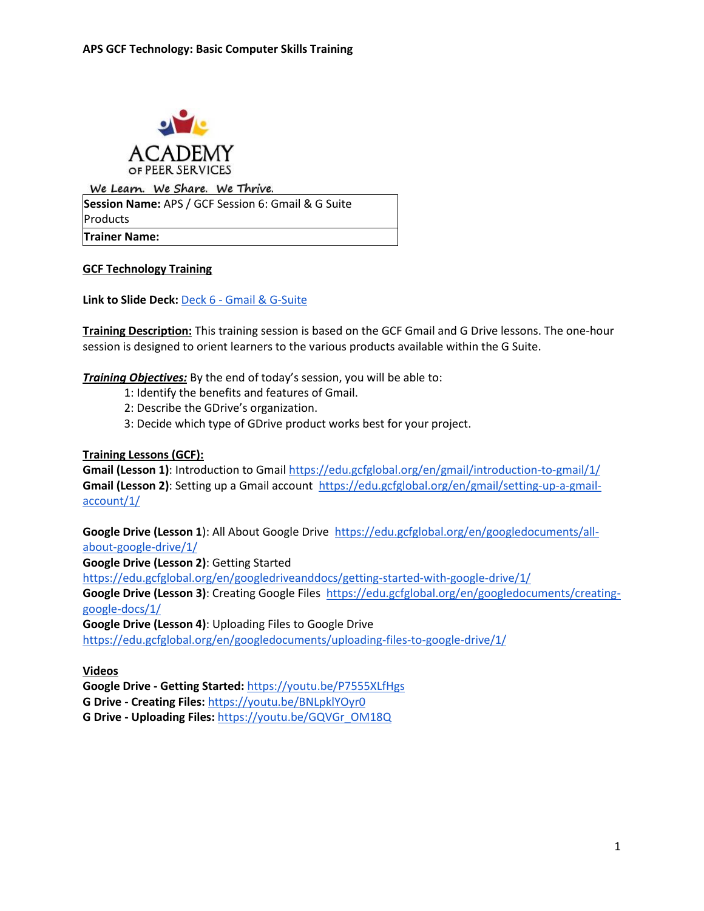**APS GCF Technology: Basic Computer Skills Training**

ACADEMY OF PEER SERVICES

We Learn. We Share. We Thrive.

| **Session Name:** APS / GCF Session 6: Gmail & G Suite Products |
|---|
| **Trainer Name:** |

**GCF Technology Training**

**Link to Slide Deck:** Deck 6 - Gmail & G-Suite

**Training Description:** This training session is based on the GCF Gmail and G Drive lessons. The one-hour session is designed to orient learners to the various products available within the G Suite.

***Training Objectives:*** By the end of today's session, you will be able to:

1: Identify the benefits and features of Gmail.
2: Describe the GDrive's organization.
3: Decide which type of GDrive product works best for your project.

**Training Lessons (GCF):**

**Gmail (Lesson 1)**: Introduction to Gmail https://edu.gcfglobal.org/en/gmail/introduction-to-gmail/1/
**Gmail (Lesson 2)**: Setting up a Gmail account https://edu.gcfglobal.org/en/gmail/setting-up-a-gmail-account/1/

**Google Drive (Lesson 1)**: All About Google Drive https://edu.gcfglobal.org/en/googledocuments/all-about-google-drive/1/
**Google Drive (Lesson 2)**: Getting Started https://edu.gcfglobal.org/en/googledriveanddocs/getting-started-with-google-drive/1/
**Google Drive (Lesson 3)**: Creating Google Files https://edu.gcfglobal.org/en/googledocuments/creating-google-docs/1/
**Google Drive (Lesson 4)**: Uploading Files to Google Drive https://edu.gcfglobal.org/en/googledocuments/uploading-files-to-google-drive/1/

**Videos**

**Google Drive - Getting Started:** https://youtu.be/P7555XLfHgs
**G Drive - Creating Files:** https://youtu.be/BNLpklYOyr0
**G Drive - Uploading Files:** https://youtu.be/GQVGr_OM18Q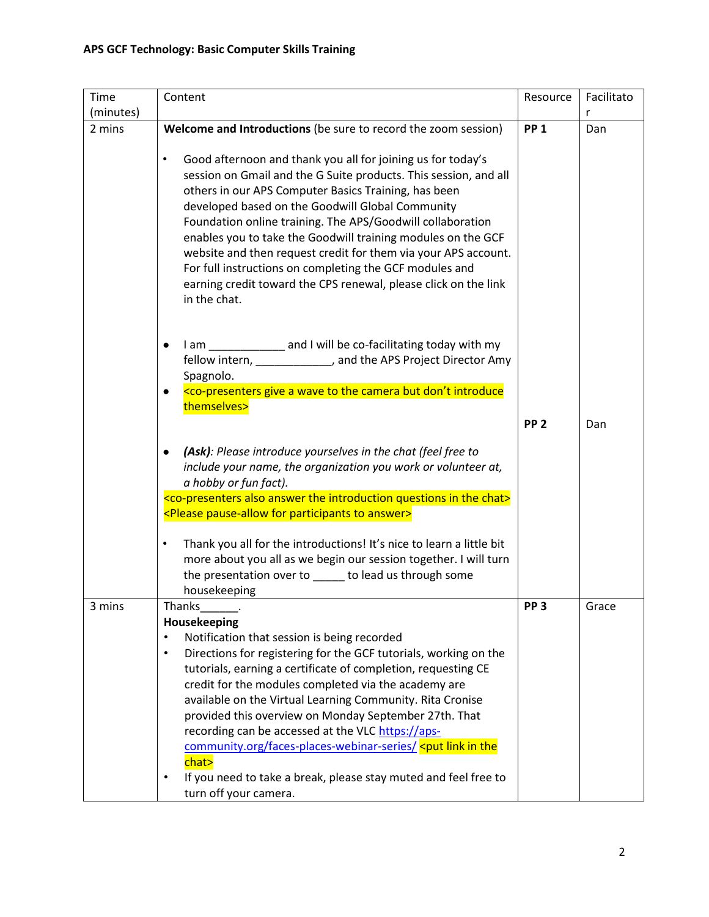**APS GCF Technology: Basic Computer Skills Training**

| Time (minutes) | Content | Resource | Facilitator |
|---|---|---|---|
| 2 mins | **Welcome and Introductions** (be sure to record the zoom session)<br><br>• Good afternoon and thank you all for joining us for today's session on Gmail and the G Suite products. This session, and all others in our APS Computer Basics Training, has been developed based on the Goodwill Global Community Foundation online training. The APS/Goodwill collaboration enables you to take the Goodwill training modules on the GCF website and then request credit for them via your APS account. For full instructions on completing the GCF modules and earning credit toward the CPS renewal, please click on the link in the chat.<br><br>• I am ____________ and I will be co-facilitating today with my fellow intern, ____________, and the APS Project Director Amy Spagnolo.<br>• <co-presenters give a wave to the camera but don't introduce themselves><br><br>• ***(Ask)****: Please introduce yourselves in the chat (feel free to include your name, the organization you work or volunteer at, a hobby or fun fact).*<br><co-presenters also answer the introduction questions in the chat><br><Please pause-allow for participants to answer><br><br>• Thank you all for the introductions! It's nice to learn a little bit more about you all as we begin our session together. I will turn the presentation over to _____ to lead us through some housekeeping | **PP 1**<br><br><br><br><br><br><br><br><br><br><br><br><br><br><br><br>**PP 2** | Dan<br><br><br><br><br><br><br><br><br><br><br><br><br><br><br><br>Dan |
| 3 mins | Thanks______.<br>**Housekeeping**<br>• Notification that session is being recorded<br>• Directions for registering for the GCF tutorials, working on the tutorials, earning a certificate of completion, requesting CE credit for the modules completed via the academy are available on the Virtual Learning Community. Rita Cronise provided this overview on Monday September 27th. That recording can be accessed at the VLC https://aps-community.org/faces-places-webinar-series/ <put link in the chat><br>• If you need to take a break, please stay muted and feel free to turn off your camera. | **PP 3** | Grace |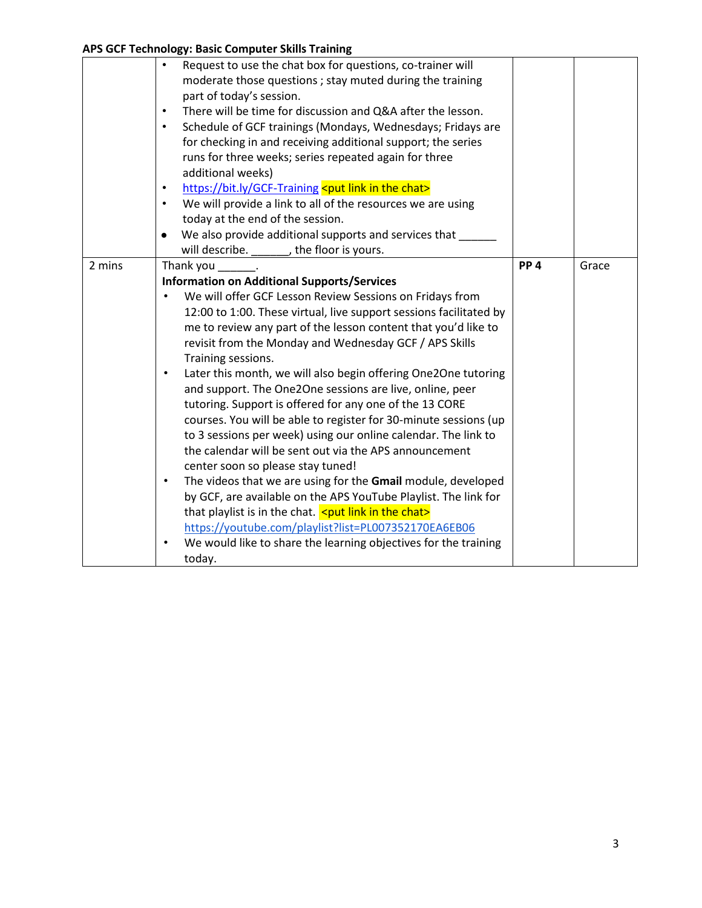**APS GCF Technology: Basic Computer Skills Training**

| | | | |
|---|---|---|---|
| | • Request to use the chat box for questions, co-trainer will moderate those questions ; stay muted during the training part of today's session.<br>• There will be time for discussion and Q&A after the lesson.<br>• Schedule of GCF trainings (Mondays, Wednesdays; Fridays are for checking in and receiving additional support; the series runs for three weeks; series repeated again for three additional weeks)<br>• https://bit.ly/GCF-Training <put link in the chat><br>• We will provide a link to all of the resources we are using today at the end of the session.<br>• We also provide additional supports and services that ______ will describe. ______, the floor is yours. | | |
| 2 mins | Thank you ______.<br>**Information on Additional Supports/Services**<br>• We will offer GCF Lesson Review Sessions on Fridays from 12:00 to 1:00. These virtual, live support sessions facilitated by me to review any part of the lesson content that you'd like to revisit from the Monday and Wednesday GCF / APS Skills Training sessions.<br>• Later this month, we will also begin offering One2One tutoring and support. The One2One sessions are live, online, peer tutoring. Support is offered for any one of the 13 CORE courses. You will be able to register for 30-minute sessions (up to 3 sessions per week) using our online calendar. The link to the calendar will be sent out via the APS announcement center soon so please stay tuned!<br>• The videos that we are using for the **Gmail** module, developed by GCF, are available on the APS YouTube Playlist. The link for that playlist is in the chat. <put link in the chat> https://youtube.com/playlist?list=PL007352170EA6EB06<br>• We would like to share the learning objectives for the training today. | **PP 4** | Grace |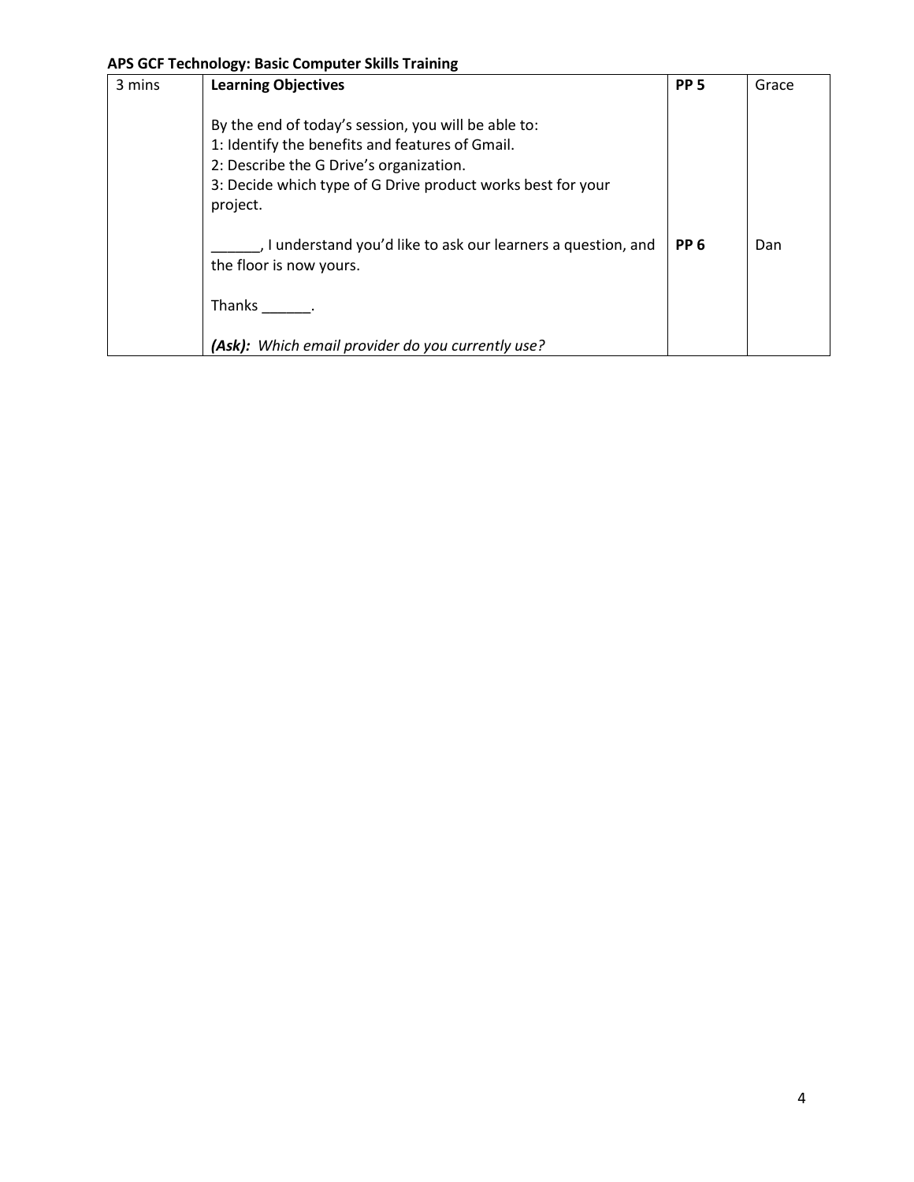**APS GCF Technology: Basic Computer Skills Training**

| 3 mins | **Learning Objectives**<br><br>By the end of today's session, you will be able to:<br>1: Identify the benefits and features of Gmail.<br>2: Describe the G Drive's organization.<br>3: Decide which type of G Drive product works best for your project. | **PP 5** | Grace |
|---|---|---|---|
| | ______, I understand you'd like to ask our learners a question, and the floor is now yours.<br><br>Thanks ______.<br><br>***(Ask):*** *Which email provider do you currently use?* | **PP 6** | Dan |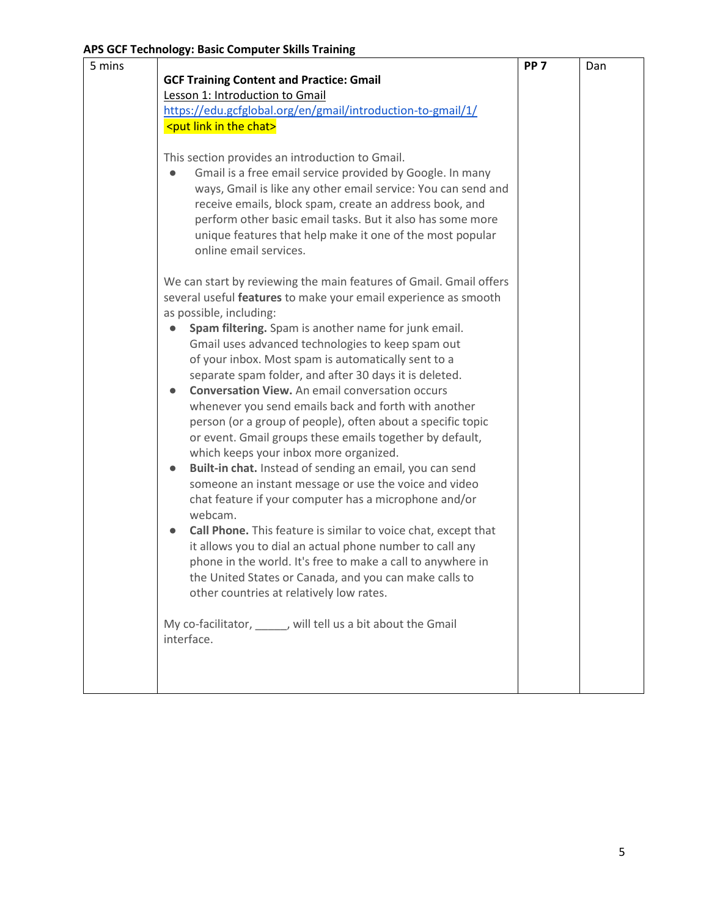| 5 mins | **GCF Training Content and Practice: Gmail**<br>Lesson 1: Introduction to Gmail<br>https://edu.gcfglobal.org/en/gmail/introduction-to-gmail/1/<br><put link in the chat><br><br>This section provides an introduction to Gmail.<br>● Gmail is a free email service provided by Google. In many ways, Gmail is like any other email service: You can send and receive emails, block spam, create an address book, and perform other basic email tasks. But it also has some more unique features that help make it one of the most popular online email services.<br><br>We can start by reviewing the main features of Gmail. Gmail offers several useful **features** to make your email experience as smooth as possible, including:<br>● **Spam filtering.** Spam is another name for junk email. Gmail uses advanced technologies to keep spam out of your inbox. Most spam is automatically sent to a separate spam folder, and after 30 days it is deleted.<br>● **Conversation View.** An email conversation occurs whenever you send emails back and forth with another person (or a group of people), often about a specific topic or event. Gmail groups these emails together by default, which keeps your inbox more organized.<br>● **Built-in chat.** Instead of sending an email, you can send someone an instant message or use the voice and video chat feature if your computer has a microphone and/or webcam.<br>● **Call Phone.** This feature is similar to voice chat, except that it allows you to dial an actual phone number to call any phone in the world. It's free to make a call to anywhere in the United States or Canada, and you can make calls to other countries at relatively low rates.<br><br>My co-facilitator, _____, will tell us a bit about the Gmail interface. | **PP 7** | Dan |
|---|---|---|---|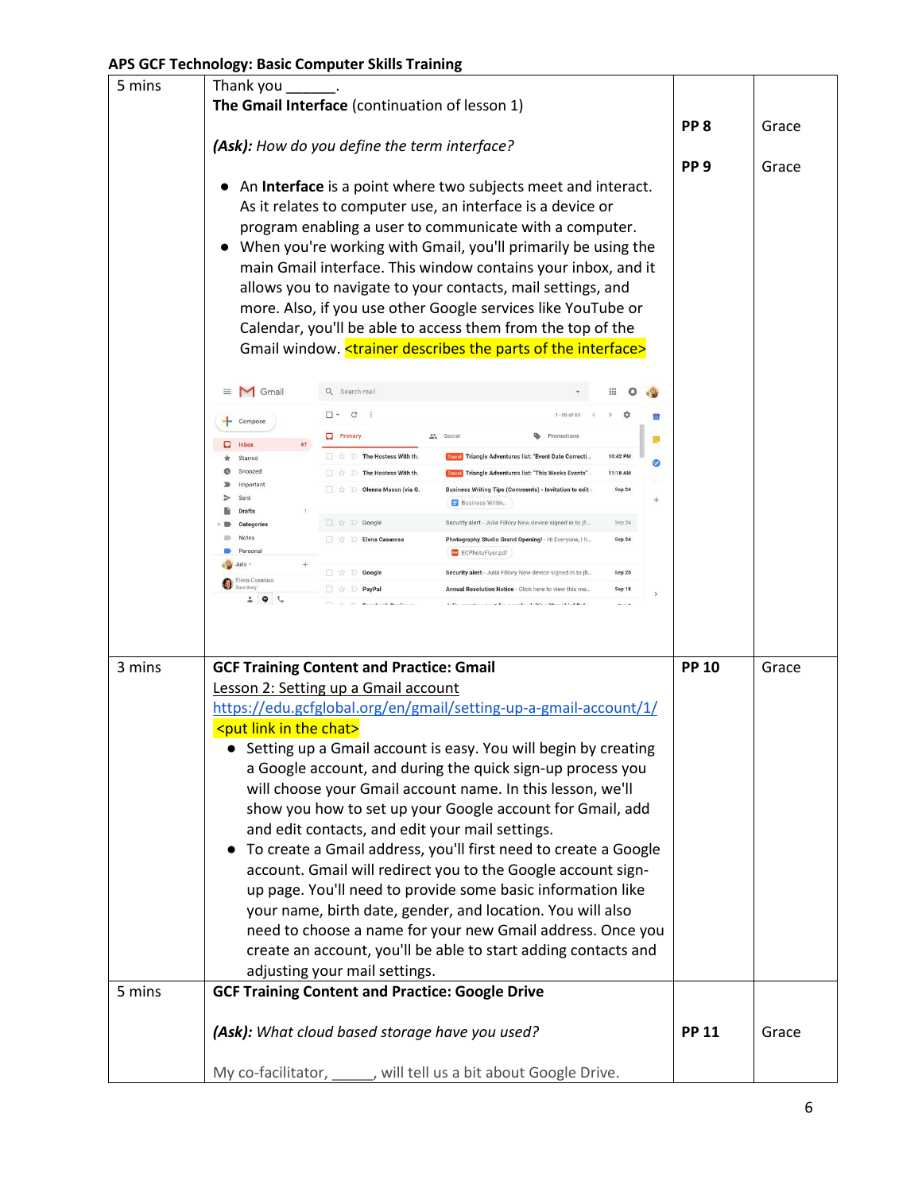**APS GCF Technology: Basic Computer Skills Training**

| | | | |
|---|---|---|---|
| 5 mins | Thank you ______.<br>**The Gmail Interface** (continuation of lesson 1)<br><br>***(Ask):*** *How do you define the term interface?*<br><br>• An **Interface** is a point where two subjects meet and interact. As it relates to computer use, an interface is a device or program enabling a user to communicate with a computer.<br>• When you're working with Gmail, you'll primarily be using the main Gmail interface. This window contains your inbox, and it allows you to navigate to your contacts, mail settings, and more. Also, if you use other Google services like YouTube or Calendar, you'll be able to access them from the top of the Gmail window. <trainer describes the parts of the interface> | **PP 8**<br><br>**PP 9** | Grace<br><br>Grace |
| 3 mins | **GCF Training Content and Practice: Gmail**<br>Lesson 2: Setting up a Gmail account<br>https://edu.gcfglobal.org/en/gmail/setting-up-a-gmail-account/1/<br><put link in the chat><br>• Setting up a Gmail account is easy. You will begin by creating a Google account, and during the quick sign-up process you will choose your Gmail account name. In this lesson, we'll show you how to set up your Google account for Gmail, add and edit contacts, and edit your mail settings.<br>• To create a Gmail address, you'll first need to create a Google account. Gmail will redirect you to the Google account sign-up page. You'll need to provide some basic information like your name, birth date, gender, and location. You will also need to choose a name for your new Gmail address. Once you create an account, you'll be able to start adding contacts and adjusting your mail settings. | **PP 10** | Grace |
| 5 mins | **GCF Training Content and Practice: Google Drive**<br><br>***(Ask):*** *What cloud based storage have you used?*<br><br>My co-facilitator, _____, will tell us a bit about Google Drive. | **PP 11** | Grace |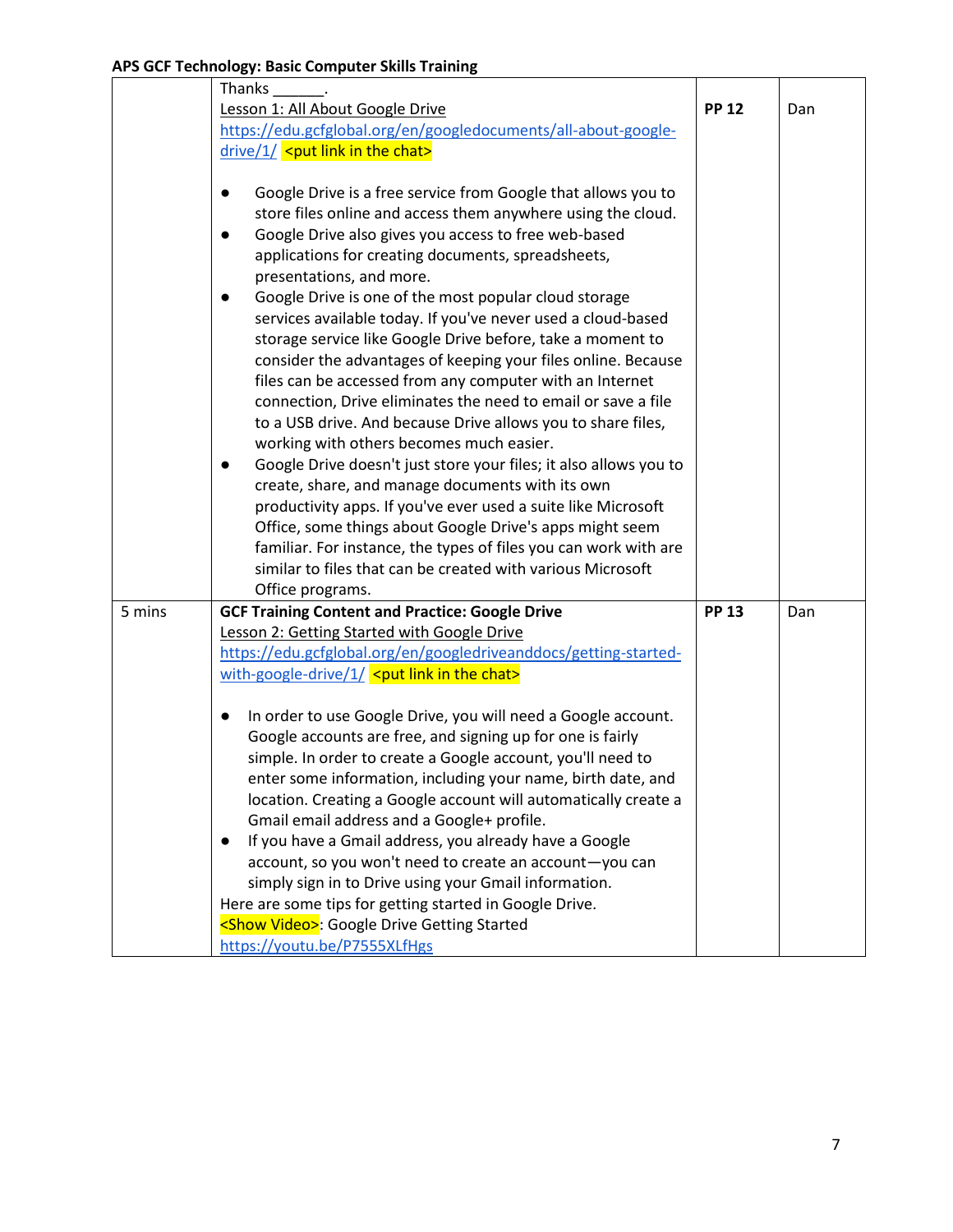**APS GCF Technology: Basic Computer Skills Training**

| | | | |
|---|---|---|---|
| | Thanks ______.<br>Lesson 1: All About Google Drive<br>https://edu.gcfglobal.org/en/googledocuments/all-about-google-drive/1/ <put link in the chat><br><br>● Google Drive is a free service from Google that allows you to store files online and access them anywhere using the cloud.<br>● Google Drive also gives you access to free web-based applications for creating documents, spreadsheets, presentations, and more.<br>● Google Drive is one of the most popular cloud storage services available today. If you've never used a cloud-based storage service like Google Drive before, take a moment to consider the advantages of keeping your files online. Because files can be accessed from any computer with an Internet connection, Drive eliminates the need to email or save a file to a USB drive. And because Drive allows you to share files, working with others becomes much easier.<br>● Google Drive doesn't just store your files; it also allows you to create, share, and manage documents with its own productivity apps. If you've ever used a suite like Microsoft Office, some things about Google Drive's apps might seem familiar. For instance, the types of files you can work with are similar to files that can be created with various Microsoft Office programs. | **PP 12** | Dan |
| 5 mins | **GCF Training Content and Practice: Google Drive**<br>Lesson 2: Getting Started with Google Drive<br>https://edu.gcfglobal.org/en/googledriveanddocs/getting-started-with-google-drive/1/ <put link in the chat><br><br>● In order to use Google Drive, you will need a Google account. Google accounts are free, and signing up for one is fairly simple. In order to create a Google account, you'll need to enter some information, including your name, birth date, and location. Creating a Google account will automatically create a Gmail email address and a Google+ profile.<br>● If you have a Gmail address, you already have a Google account, so you won't need to create an account—you can simply sign in to Drive using your Gmail information.<br>Here are some tips for getting started in Google Drive.<br><Show Video>: Google Drive Getting Started<br>https://youtu.be/P7555XLfHgs | **PP 13** | Dan |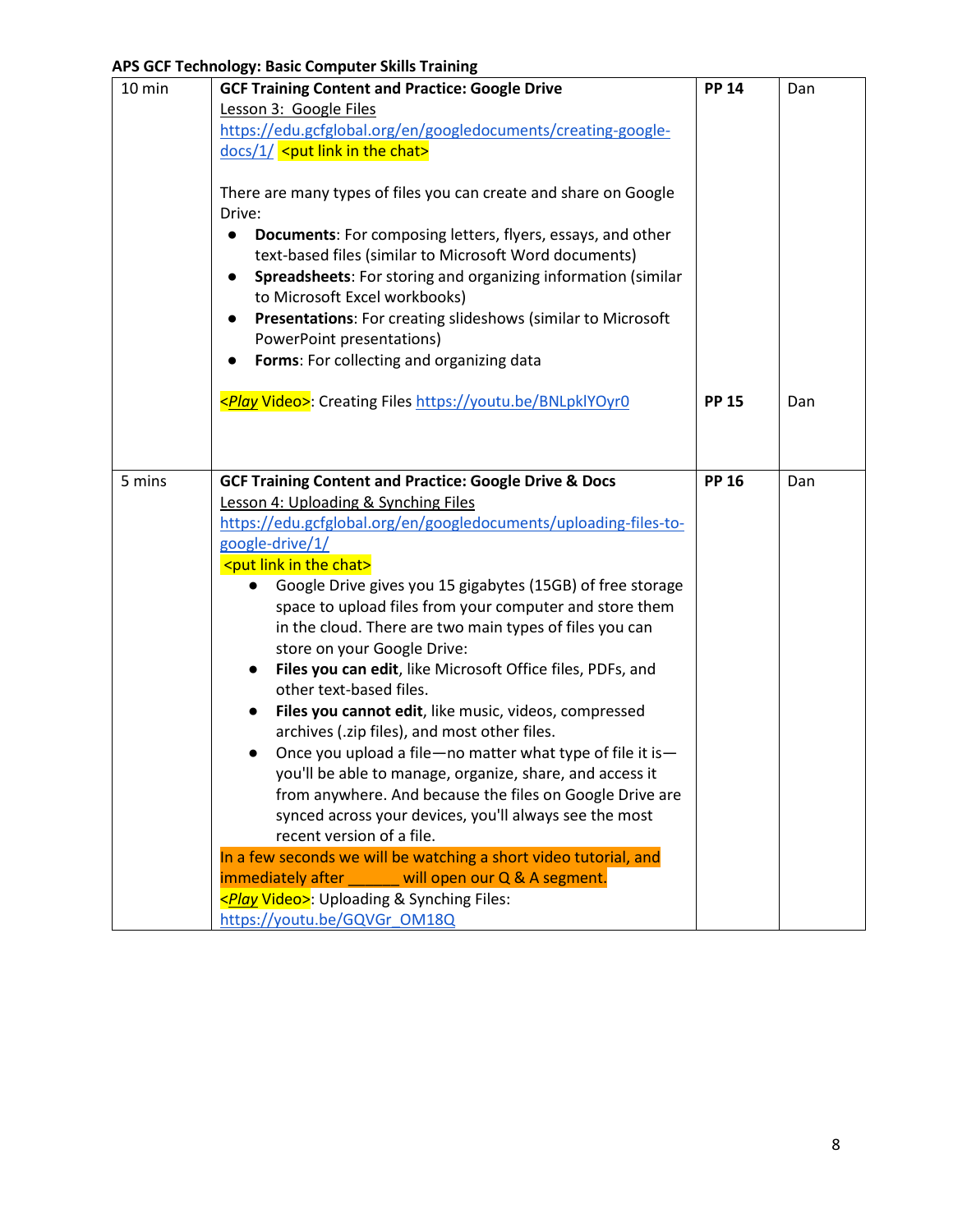**APS GCF Technology: Basic Computer Skills Training**

| | | | |
|---|---|---|---|
| 10 min | **GCF Training Content and Practice: Google Drive**<br>Lesson 3: Google Files<br>https://edu.gcfglobal.org/en/googledocuments/creating-google-docs/1/ <put link in the chat><br><br>There are many types of files you can create and share on Google Drive:<br>• **Documents**: For composing letters, flyers, essays, and other text-based files (similar to Microsoft Word documents)<br>• **Spreadsheets**: For storing and organizing information (similar to Microsoft Excel workbooks)<br>• **Presentations**: For creating slideshows (similar to Microsoft PowerPoint presentations)<br>• **Forms**: For collecting and organizing data<br><br><*Play* Video>: Creating Files https://youtu.be/BNLpklYOyr0 | **PP 14**<br><br><br><br><br><br><br><br><br><br><br>**PP 15** | Dan<br><br><br><br><br><br><br><br><br><br><br>Dan |
| 5 mins | **GCF Training Content and Practice: Google Drive & Docs**<br>Lesson 4: Uploading & Synching Files<br>https://edu.gcfglobal.org/en/googledocuments/uploading-files-to-google-drive/1/<br><put link in the chat><br>• Google Drive gives you 15 gigabytes (15GB) of free storage space to upload files from your computer and store them in the cloud. There are two main types of files you can store on your Google Drive:<br>• **Files you can edit**, like Microsoft Office files, PDFs, and other text-based files.<br>• **Files you cannot edit**, like music, videos, compressed archives (.zip files), and most other files.<br>• Once you upload a file—no matter what type of file it is—you'll be able to manage, organize, share, and access it from anywhere. And because the files on Google Drive are synced across your devices, you'll always see the most recent version of a file.<br><br>In a few seconds we will be watching a short video tutorial, and immediately after ______ will open our Q & A segment.<br><*Play* Video>: Uploading & Synching Files: https://youtu.be/GQVGr_OM18Q | **PP 16** | Dan |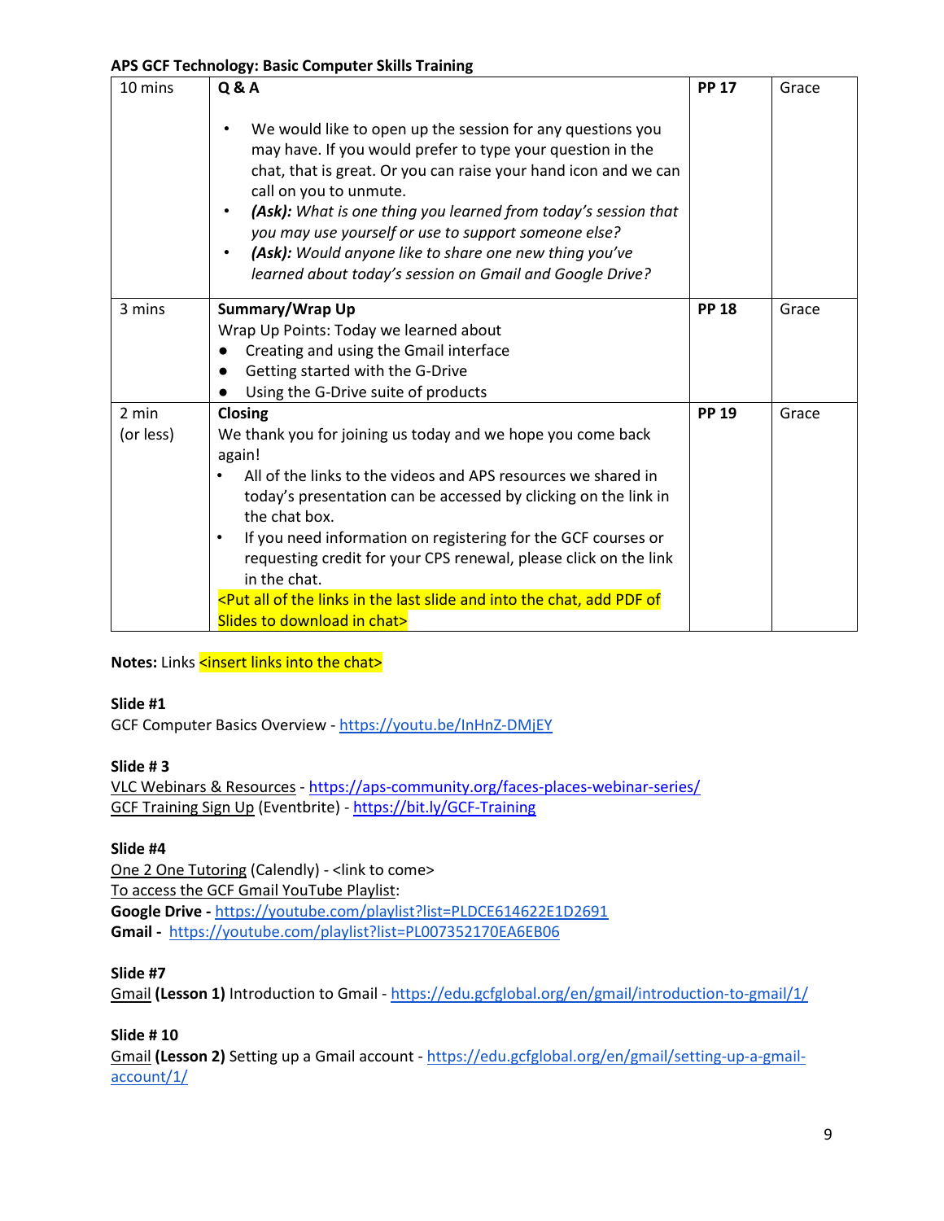**APS GCF Technology: Basic Computer Skills Training**

| | | | |
|---|---|---|---|
| 10 mins | **Q & A**<br><br>• We would like to open up the session for any questions you may have. If you would prefer to type your question in the chat, that is great. Or you can raise your hand icon and we can call on you to unmute.<br>• ***(Ask):*** *What is one thing you learned from today's session that you may use yourself or use to support someone else?*<br>• ***(Ask):*** *Would anyone like to share one new thing you've learned about today's session on Gmail and Google Drive?* | **PP 17** | Grace |
| 3 mins | **Summary/Wrap Up**<br>Wrap Up Points: Today we learned about<br>● Creating and using the Gmail interface<br>● Getting started with the G-Drive<br>● Using the G-Drive suite of products | **PP 18** | Grace |
| 2 min<br>(or less) | **Closing**<br>We thank you for joining us today and we hope you come back again!<br>• All of the links to the videos and APS resources we shared in today's presentation can be accessed by clicking on the link in the chat box.<br>• If you need information on registering for the GCF courses or requesting credit for your CPS renewal, please click on the link in the chat.<br><Put all of the links in the last slide and into the chat, add PDF of Slides to download in chat> | **PP 19** | Grace |

**Notes:** Links <insert links into the chat>

**Slide #1**
GCF Computer Basics Overview - https://youtu.be/InHnZ-DMjEY

**Slide # 3**
VLC Webinars & Resources - https://aps-community.org/faces-places-webinar-series/
GCF Training Sign Up (Eventbrite) - https://bit.ly/GCF-Training

**Slide #4**
One 2 One Tutoring (Calendly) - <link to come>
To access the GCF Gmail YouTube Playlist:
**Google Drive -** https://youtube.com/playlist?list=PLDCE614622E1D2691
**Gmail -** https://youtube.com/playlist?list=PL007352170EA6EB06

**Slide #7**
Gmail **(Lesson 1)** Introduction to Gmail - https://edu.gcfglobal.org/en/gmail/introduction-to-gmail/1/

**Slide # 10**
Gmail **(Lesson 2)** Setting up a Gmail account - https://edu.gcfglobal.org/en/gmail/setting-up-a-gmail-account/1/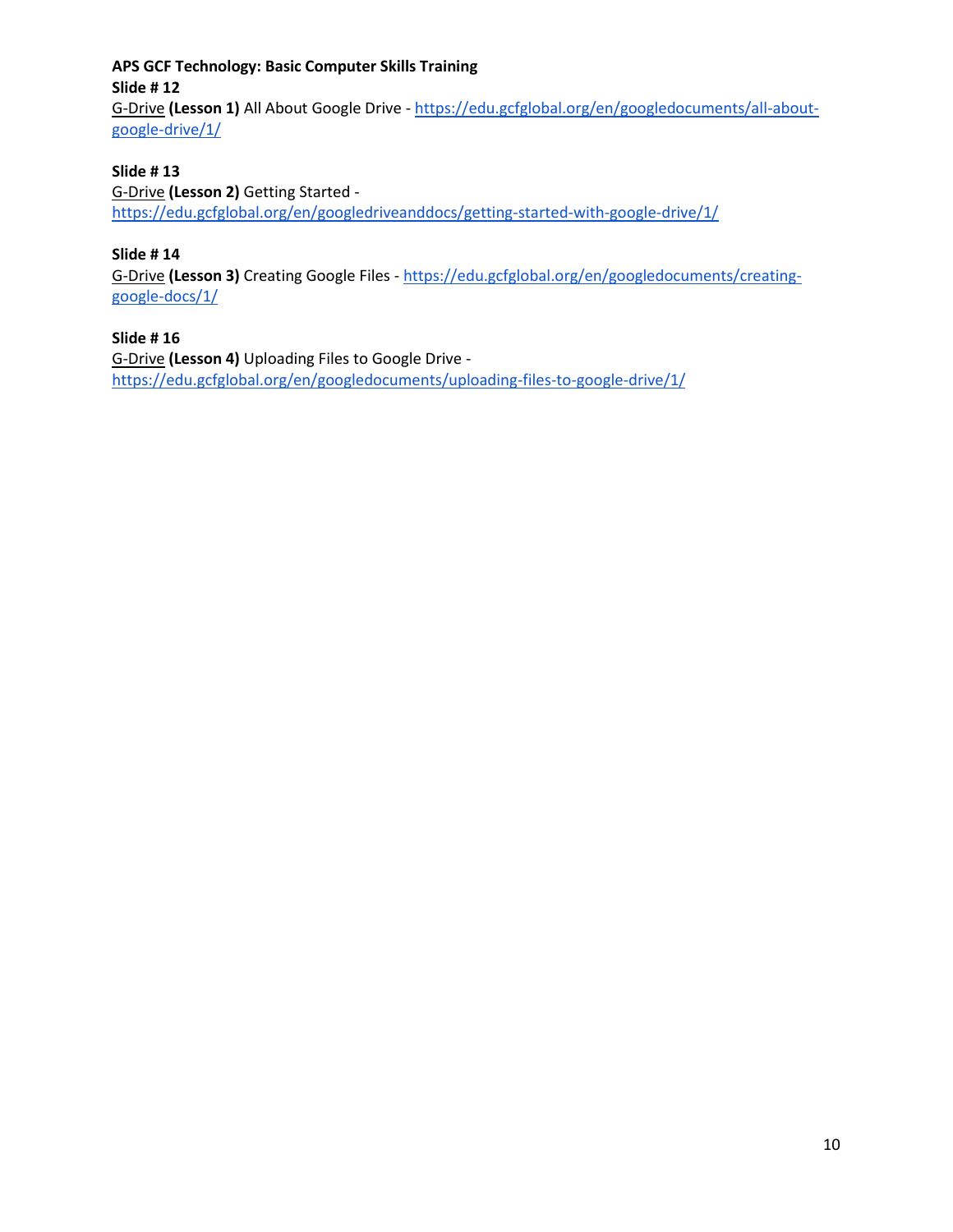**APS GCF Technology: Basic Computer Skills Training**

**Slide # 12**

G-Drive **(Lesson 1)** All About Google Drive - https://edu.gcfglobal.org/en/googledocuments/all-about-google-drive/1/

**Slide # 13**

G-Drive **(Lesson 2)** Getting Started - https://edu.gcfglobal.org/en/googledriveanddocs/getting-started-with-google-drive/1/

**Slide # 14**

G-Drive **(Lesson 3)** Creating Google Files - https://edu.gcfglobal.org/en/googledocuments/creating-google-docs/1/

**Slide # 16**

G-Drive **(Lesson 4)** Uploading Files to Google Drive - https://edu.gcfglobal.org/en/googledocuments/uploading-files-to-google-drive/1/